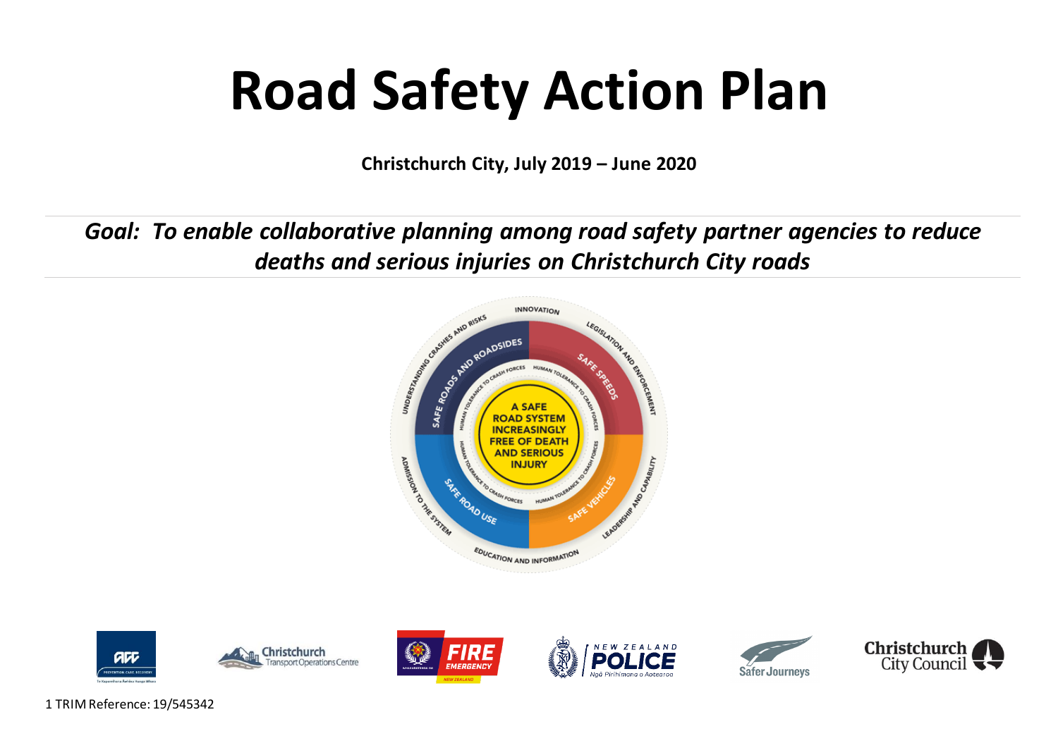# Road Safety Action Plan

**Christchurch City, July 2019 – June 2020**

***Goal: To enable collaborative planning among road safety partner agencies to reduce deaths and serious injuries on Christchurch City roads***

1 TRIM Reference: 19/545342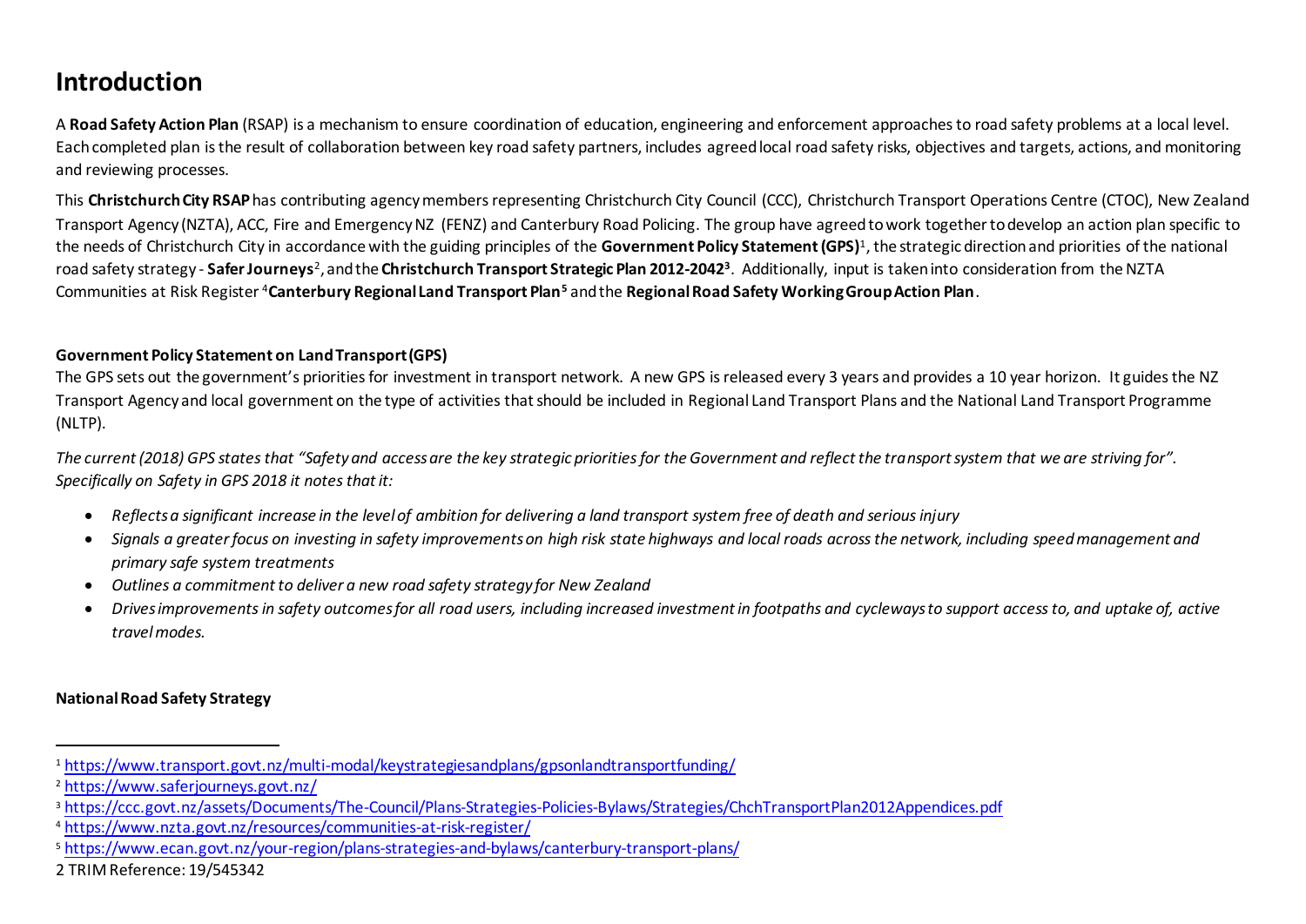# Introduction

A **Road Safety Action Plan** (RSAP) is a mechanism to ensure coordination of education, engineering and enforcement approaches to road safety problems at a local level. Each completed plan is the result of collaboration between key road safety partners, includes agreed local road safety risks, objectives and targets, actions, and monitoring and reviewing processes.

This **Christchurch City RSAP** has contributing agency members representing Christchurch City Council (CCC), Christchurch Transport Operations Centre (CTOC), New Zealand Transport Agency (NZTA), ACC, Fire and Emergency NZ (FENZ) and Canterbury Road Policing. The group have agreed to work together to develop an action plan specific to the needs of Christchurch City in accordance with the guiding principles of the **Government Policy Statement (GPS)**[1], the strategic direction and priorities of the national road safety strategy - **Safer Journeys**[2], and the **Christchurch Transport Strategic Plan 2012-2042**[3]. Additionally, input is taken into consideration from the NZTA Communities at Risk Register [4]**Canterbury Regional Land Transport Plan**[5] and the **Regional Road Safety Working Group Action Plan**.

**Government Policy Statement on Land Transport (GPS)**

The GPS sets out the government's priorities for investment in transport network. A new GPS is released every 3 years and provides a 10 year horizon. It guides the NZ Transport Agency and local government on the type of activities that should be included in Regional Land Transport Plans and the National Land Transport Programme (NLTP).

*The current (2018) GPS states that "Safety and access are the key strategic priorities for the Government and reflect the transport system that we are striving for". Specifically on Safety in GPS 2018 it notes that it:*

- *Reflects a significant increase in the level of ambition for delivering a land transport system free of death and serious injury*
- *Signals a greater focus on investing in safety improvements on high risk state highways and local roads across the network, including speed management and primary safe system treatments*
- *Outlines a commitment to deliver a new road safety strategy for New Zealand*
- *Drives improvements in safety outcomes for all road users, including increased investment in footpaths and cycleways to support access to, and uptake of, active travel modes.*

**National Road Safety Strategy**

---

[1] https://www.transport.govt.nz/multi-modal/keystrategiesandplans/gpsonlandtransportfunding/

[2] https://www.saferjourneys.govt.nz/

[3] https://ccc.govt.nz/assets/Documents/The-Council/Plans-Strategies-Policies-Bylaws/Strategies/ChchTransportPlan2012Appendices.pdf

[4] https://www.nzta.govt.nz/resources/communities-at-risk-register/

[5] https://www.ecan.govt.nz/your-region/plans-strategies-and-bylaws/canterbury-transport-plans/

TRIM Reference: 19/545342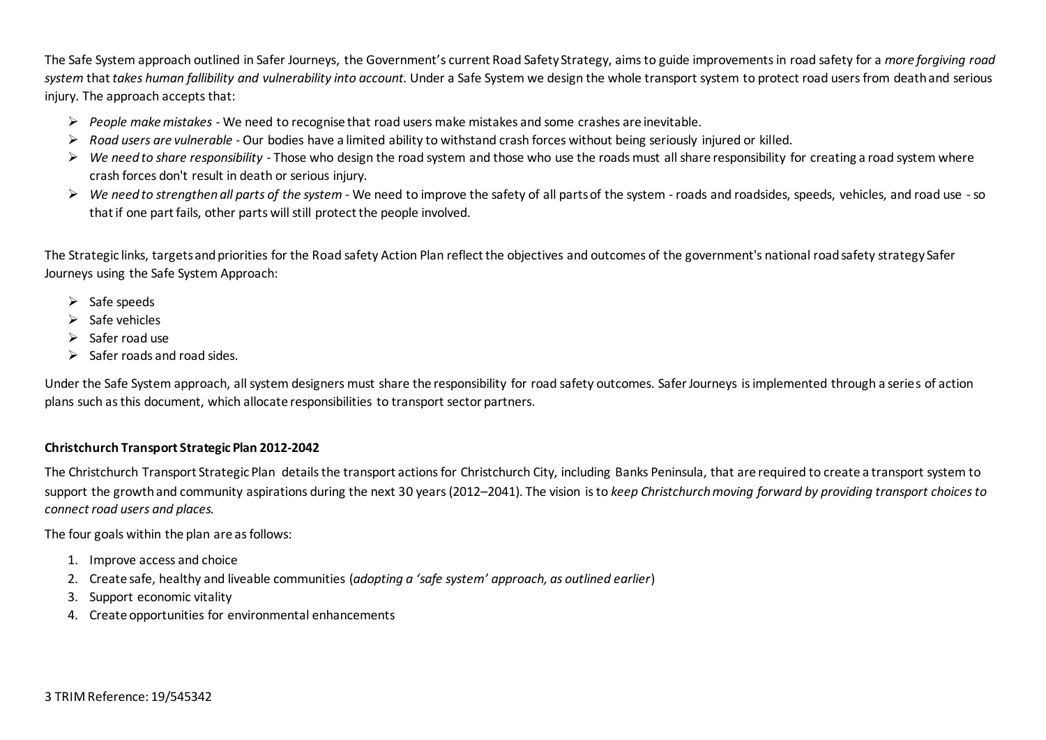The Safe System approach outlined in Safer Journeys, the Government's current Road Safety Strategy, aims to guide improvements in road safety for a *more forgiving road system* that *takes human fallibility and vulnerability into account.* Under a Safe System we design the whole transport system to protect road users from death and serious injury. The approach accepts that:

- *People make mistakes* - We need to recognise that road users make mistakes and some crashes are inevitable.
- *Road users are vulnerable* - Our bodies have a limited ability to withstand crash forces without being seriously injured or killed.
- *We need to share responsibility* - Those who design the road system and those who use the roads must all share responsibility for creating a road system where crash forces don't result in death or serious injury.
- *We need to strengthen all parts of the system* - We need to improve the safety of all parts of the system - roads and roadsides, speeds, vehicles, and road use - so that if one part fails, other parts will still protect the people involved.

The Strategic links, targets and priorities for the Road safety Action Plan reflect the objectives and outcomes of the government's national road safety strategy Safer Journeys using the Safe System Approach:

- Safe speeds
- Safe vehicles
- Safer road use
- Safer roads and road sides.

Under the Safe System approach, all system designers must share the responsibility for road safety outcomes. Safer Journeys is implemented through a series of action plans such as this document, which allocate responsibilities to transport sector partners.

**Christchurch Transport Strategic Plan 2012-2042**

The Christchurch Transport Strategic Plan details the transport actions for Christchurch City, including Banks Peninsula, that are required to create a transport system to support the growth and community aspirations during the next 30 years (2012–2041). The vision is to *keep Christchurch moving forward by providing transport choices to connect road users and places.*

The four goals within the plan are as follows:

1. Improve access and choice
2. Create safe, healthy and liveable communities (*adopting a 'safe system' approach, as outlined earlier*)
3. Support economic vitality
4. Create opportunities for environmental enhancements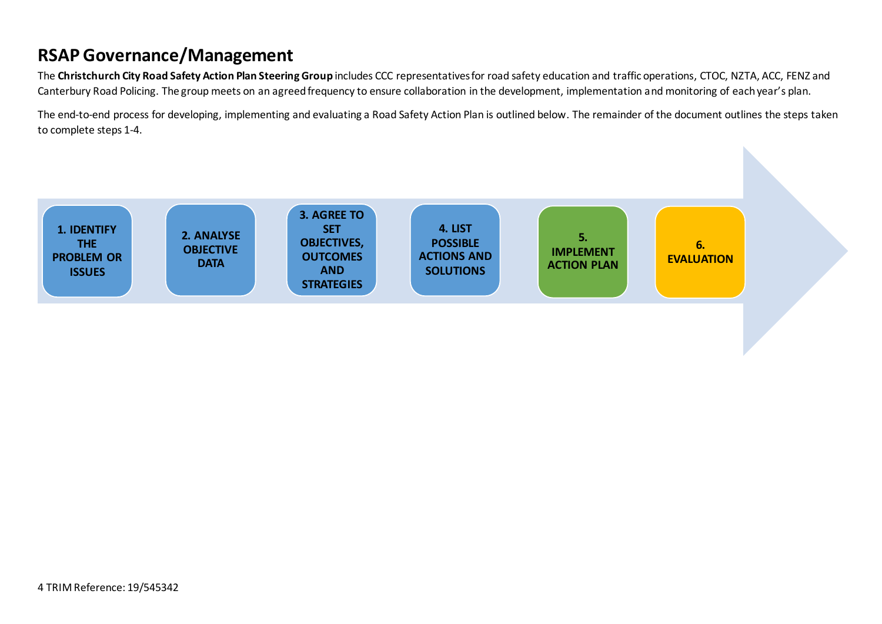## RSAP Governance/Management

The **Christchurch City Road Safety Action Plan Steering Group** includes CCC representatives for road safety education and traffic operations, CTOC, NZTA, ACC, FENZ and Canterbury Road Policing. The group meets on an agreed frequency to ensure collaboration in the development, implementation and monitoring of each year's plan.

The end-to-end process for developing, implementing and evaluating a Road Safety Action Plan is outlined below. The remainder of the document outlines the steps taken to complete steps 1-4.

1. **IDENTIFY THE PROBLEM OR ISSUES**
2. **ANALYSE OBJECTIVE DATA**
3. **AGREE TO SET OBJECTIVES, OUTCOMES AND STRATEGIES**
4. **LIST POSSIBLE ACTIONS AND SOLUTIONS**
5. **IMPLEMENT ACTION PLAN**
6. **EVALUATION**

TRIM Reference: 19/545342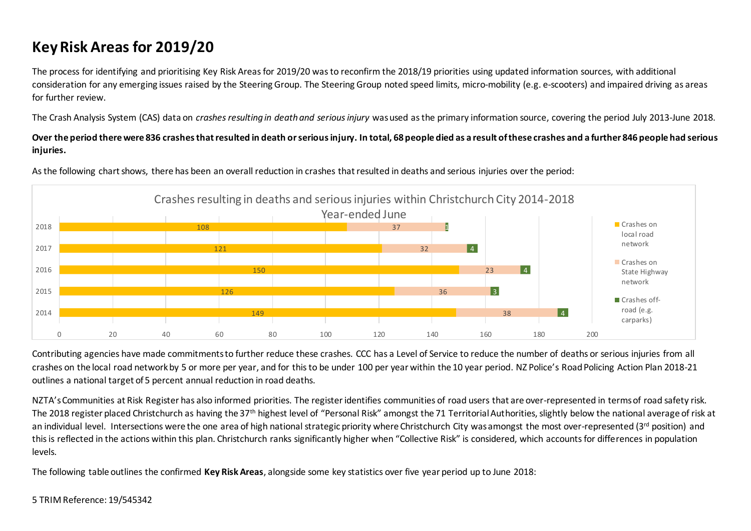# Key Risk Areas for 2019/20

The process for identifying and prioritising Key Risk Areas for 2019/20 was to reconfirm the 2018/19 priorities using updated information sources, with additional consideration for any emerging issues raised by the Steering Group. The Steering Group noted speed limits, micro-mobility (e.g. e-scooters) and impaired driving as areas for further review.

The Crash Analysis System (CAS) data on *crashes resulting in death and serious injury* was used as the primary information source, covering the period July 2013-June 2018.

**Over the period there were 836 crashes that resulted in death or serious injury. In total, 68 people died as a result of these crashes and a further 846 people had serious injuries.**

As the following chart shows, there has been an overall reduction in crashes that resulted in deaths and serious injuries over the period:

Crashes resulting in deaths and serious injuries within Christchurch City 2014-2018
Year-ended June

| Year | Crashes on local road network | Crashes on State Highway network | Crashes off-road (e.g. carparks) |
|---|---|---|---|
| 2018 | 108 | 37 | 1 |
| 2017 | 121 | 32 | 4 |
| 2016 | 150 | 23 | 4 |
| 2015 | 126 | 36 | 3 |
| 2014 | 149 | 38 | 4 |

Contributing agencies have made commitments to further reduce these crashes. CCC has a Level of Service to reduce the number of deaths or serious injuries from all crashes on the local road network by 5 or more per year, and for this to be under 100 per year within the 10 year period. NZ Police's Road Policing Action Plan 2018-21 outlines a national target of 5 percent annual reduction in road deaths.

NZTA's Communities at Risk Register has also informed priorities. The register identifies communities of road users that are over-represented in terms of road safety risk. The 2018 register placed Christchurch as having the 37th highest level of "Personal Risk" amongst the 71 Territorial Authorities, slightly below the national average of risk at an individual level. Intersections were the one area of high national strategic priority where Christchurch City was amongst the most over-represented (3rd position) and this is reflected in the actions within this plan. Christchurch ranks significantly higher when "Collective Risk" is considered, which accounts for differences in population levels.

The following table outlines the confirmed **Key Risk Areas**, alongside some key statistics over five year period up to June 2018: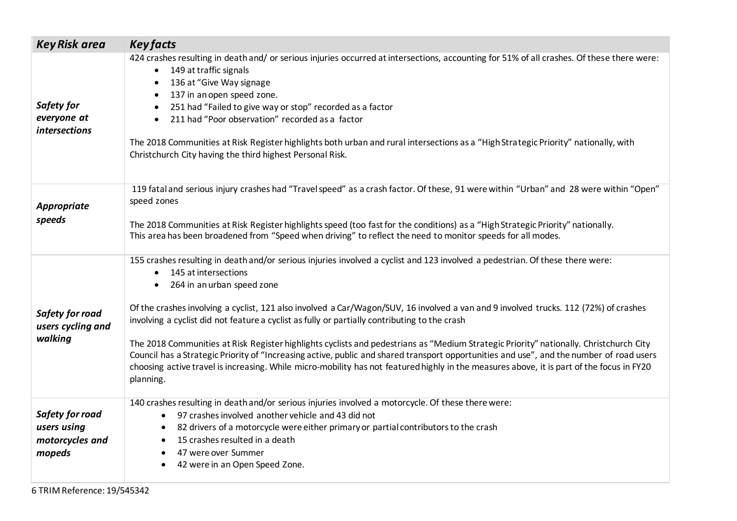| *Key Risk area* | *Key facts* |
|---|---|
| ***Safety for everyone at intersections*** | 424 crashes resulting in death and/ or serious injuries occurred at intersections, accounting for 51% of all crashes. Of these there were:<br>• 149 at traffic signals<br>• 136 at "Give Way signage<br>• 137 in an open speed zone.<br>• 251 had "Failed to give way or stop" recorded as a factor<br>• 211 had "Poor observation" recorded as a factor<br><br>The 2018 Communities at Risk Register highlights both urban and rural intersections as a "High Strategic Priority" nationally, with Christchurch City having the third highest Personal Risk. |
| ***Appropriate speeds*** | 119 fatal and serious injury crashes had "Travel speed" as a crash factor. Of these, 91 were within "Urban" and 28 were within "Open" speed zones<br><br>The 2018 Communities at Risk Register highlights speed (too fast for the conditions) as a "High Strategic Priority" nationally.<br>This area has been broadened from "Speed when driving" to reflect the need to monitor speeds for all modes. |
| ***Safety for road users cycling and walking*** | 155 crashes resulting in death and/or serious injuries involved a cyclist and 123 involved a pedestrian. Of these there were:<br>• 145 at intersections<br>• 264 in an urban speed zone<br><br>Of the crashes involving a cyclist, 121 also involved a Car/Wagon/SUV, 16 involved a van and 9 involved trucks. 112 (72%) of crashes involving a cyclist did not feature a cyclist as fully or partially contributing to the crash<br><br>The 2018 Communities at Risk Register highlights cyclists and pedestrians as "Medium Strategic Priority" nationally. Christchurch City Council has a Strategic Priority of "Increasing active, public and shared transport opportunities and use", and the number of road users choosing active travel is increasing. While micro-mobility has not featured highly in the measures above, it is part of the focus in FY20 planning. |
| ***Safety for road users using motorcycles and mopeds*** | 140 crashes resulting in death and/or serious injuries involved a motorcycle. Of these there were:<br>• 97 crashes involved another vehicle and 43 did not<br>• 82 drivers of a motorcycle were either primary or partial contributors to the crash<br>• 15 crashes resulted in a death<br>• 47 were over Summer<br>• 42 were in an Open Speed Zone. |

TRIM Reference: 19/545342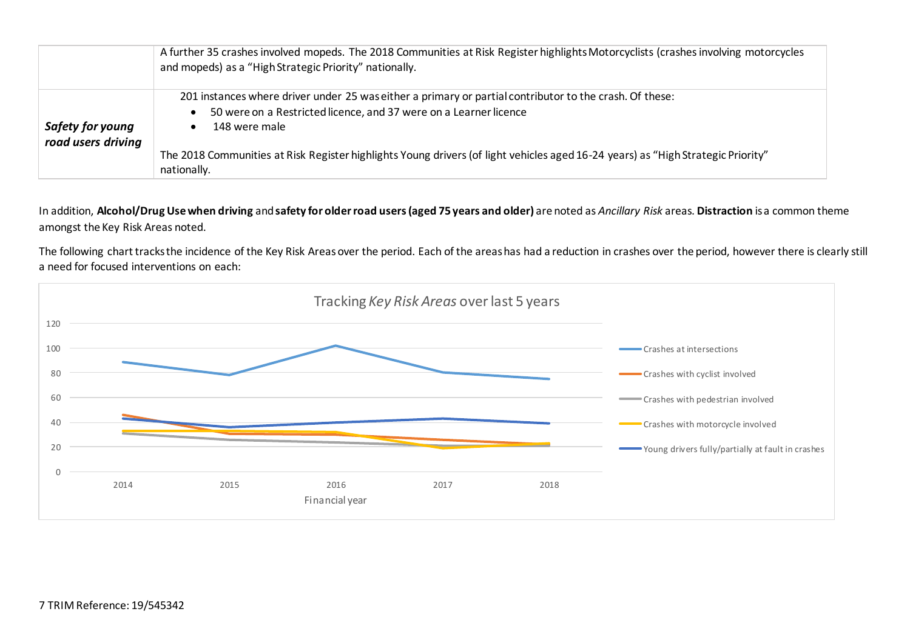| | |
|---|---|
| | A further 35 crashes involved mopeds. The 2018 Communities at Risk Register highlights Motorcyclists (crashes involving motorcycles and mopeds) as a "High Strategic Priority" nationally. |
| ***Safety for young road users driving*** | 201 instances where driver under 25 was either a primary or partial contributor to the crash. Of these:<br>• 50 were on a Restricted licence, and 37 were on a Learner licence<br>• 148 were male<br><br>The 2018 Communities at Risk Register highlights Young drivers (of light vehicles aged 16-24 years) as "High Strategic Priority" nationally. |

In addition, **Alcohol/Drug Use when driving** and **safety for older road users (aged 75 years and older)** are noted as *Ancillary Risk* areas. **Distraction** is a common theme amongst the Key Risk Areas noted.

The following chart tracks the incidence of the Key Risk Areas over the period. Each of the areas has had a reduction in crashes over the period, however there is clearly still a need for focused interventions on each:

Tracking *Key Risk Areas* over last 5 years

Legend: Crashes at intersections; Crashes with cyclist involved; Crashes with pedestrian involved; Crashes with motorcycle involved; Young drivers fully/partially at fault in crashes

Y-axis: 0–120. X-axis: Financial year (2014, 2015, 2016, 2017, 2018)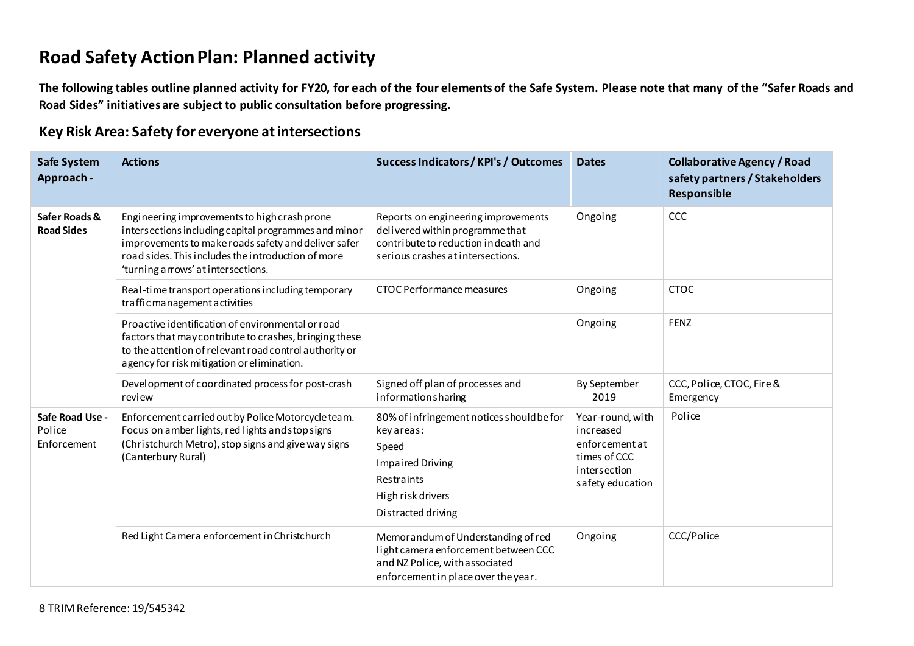# Road Safety Action Plan: Planned activity

**The following tables outline planned activity for FY20, for each of the four elements of the Safe System. Please note that many of the "Safer Roads and Road Sides" initiatives are subject to public consultation before progressing.**

## Key Risk Area: Safety for everyone at intersections

| Safe System Approach - | Actions | Success Indicators / KPI's / Outcomes | Dates | Collaborative Agency / Road safety partners / Stakeholders Responsible |
|---|---|---|---|---|
| **Safer Roads & Road Sides** | Engineering improvements to high crash prone intersections including capital programmes and minor improvements to make roads safety and deliver safer road sides. This includes the introduction of more 'turning arrows' at intersections. | Reports on engineering improvements delivered within programme that contribute to reduction in death and serious crashes at intersections. | Ongoing | CCC |
| | Real-time transport operations including temporary traffic management activities | CTOC Performance measures | Ongoing | CTOC |
| | Proactive identification of environmental or road factors that may contribute to crashes, bringing these to the attention of relevant road control authority or agency for risk mitigation or elimination. | | Ongoing | FENZ |
| | Development of coordinated process for post-crash review | Signed off plan of processes and information sharing | By September 2019 | CCC, Police, CTOC, Fire & Emergency |
| **Safe Road Use -** Police Enforcement | Enforcement carried out by Police Motorcycle team. Focus on amber lights, red lights and stop signs (Christchurch Metro), stop signs and give way signs (Canterbury Rural) | 80% of infringement notices should be for key areas: Speed, Impaired Driving, Restraints, High risk drivers, Distracted driving | Year-round, with increased enforcement at times of CCC intersection safety education | Police |
| | Red Light Camera enforcement in Christchurch | Memorandum of Understanding of red light camera enforcement between CCC and NZ Police, with associated enforcement in place over the year. | Ongoing | CCC/Police |

8 TRIM Reference: 19/545342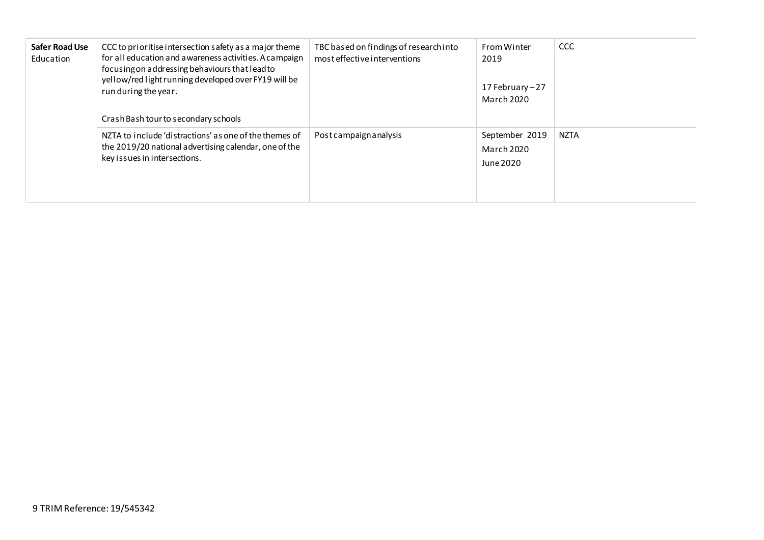| **Safer Road Use** Education | CCC to prioritise intersection safety as a major theme for all education and awareness activities. A campaign focusing on addressing behaviours that lead to yellow/red light running developed over FY19 will be run during the year.<br><br>Crash Bash tour to secondary schools | TBC based on findings of research into most effective interventions | From Winter 2019<br><br>17 February – 27 March 2020 | CCC |
|---|---|---|---|---|
| | NZTA to include 'distractions' as one of the themes of the 2019/20 national advertising calendar, one of the key issues in intersections. | Post campaign analysis | September 2019<br>March 2020<br>June 2020 | NZTA |

9 TRIM Reference: 19/545342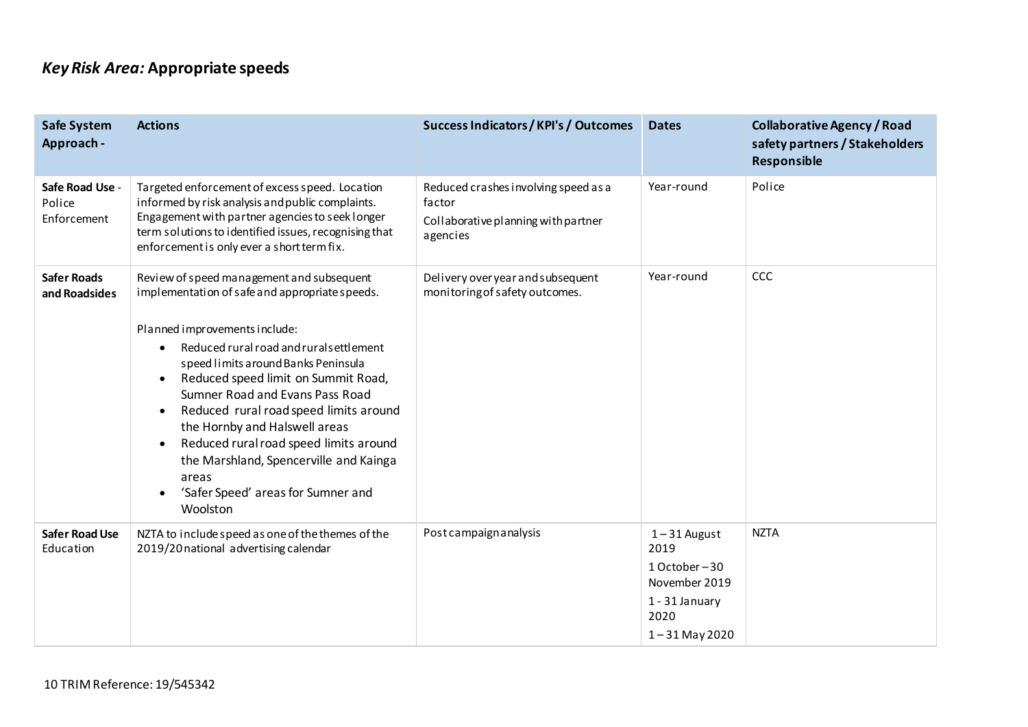## *Key Risk Area:* Appropriate speeds

| Safe System Approach - | Actions | Success Indicators / KPI's / Outcomes | Dates | Collaborative Agency / Road safety partners / Stakeholders Responsible |
|---|---|---|---|---|
| **Safe Road Use** - Police Enforcement | Targeted enforcement of excess speed. Location informed by risk analysis and public complaints. Engagement with partner agencies to seek longer term solutions to identified issues, recognising that enforcement is only ever a short term fix. | Reduced crashes involving speed as a factor<br>Collaborative planning with partner agencies | Year-round | Police |
| **Safer Roads and Roadsides** | Review of speed management and subsequent implementation of safe and appropriate speeds.<br><br>Planned improvements include:<br>• Reduced rural road and rural settlement speed limits around Banks Peninsula<br>• Reduced speed limit on Summit Road, Sumner Road and Evans Pass Road<br>• Reduced rural road speed limits around the Hornby and Halswell areas<br>• Reduced rural road speed limits around the Marshland, Spencerville and Kainga areas<br>• 'Safer Speed' areas for Sumner and Woolston | Delivery over year and subsequent monitoring of safety outcomes. | Year-round | CCC |
| **Safer Road Use** Education | NZTA to include speed as one of the themes of the 2019/20 national advertising calendar | Post campaign analysis | 1 – 31 August 2019<br>1 October – 30 November 2019<br>1 - 31 January 2020<br>1 – 31 May 2020 | NZTA |

10 TRIM Reference: 19/545342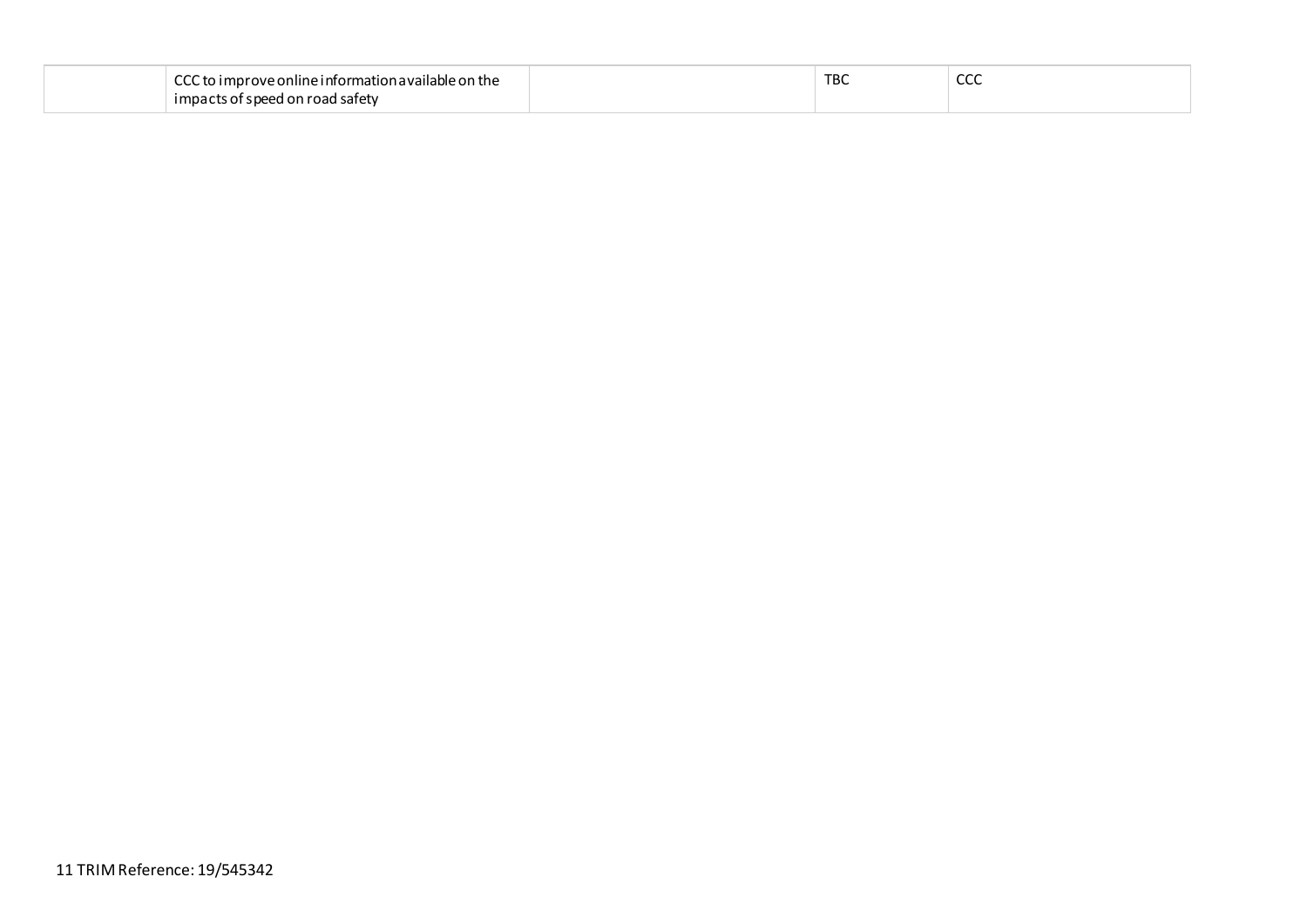| | | | | |
|---|---|---|---|---|
| | CCC to improve online information available on the impacts of speed on road safety | | TBC | CCC |

TRIM Reference: 19/545342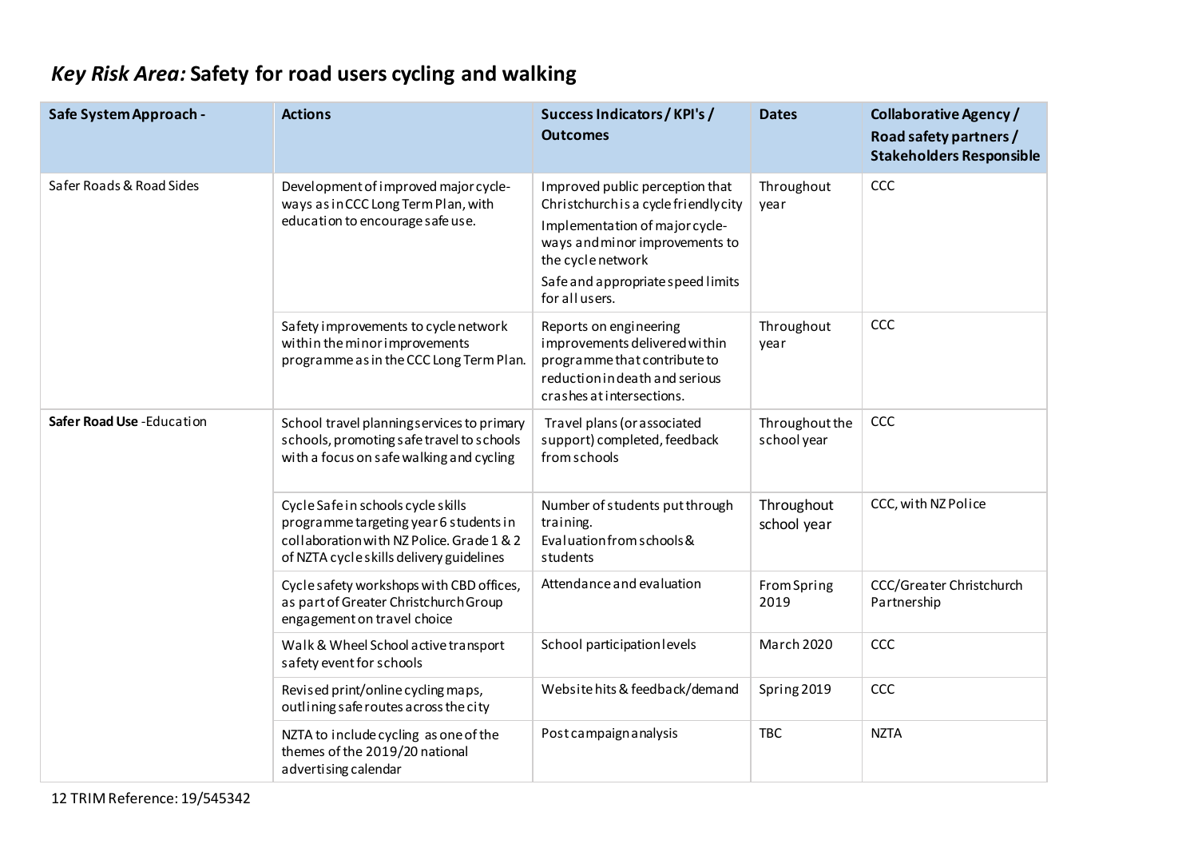## *Key Risk Area:* Safety for road users cycling and walking

| Safe System Approach - | Actions | Success Indicators / KPI's / Outcomes | Dates | Collaborative Agency / Road safety partners / Stakeholders Responsible |
|---|---|---|---|---|
| Safer Roads & Road Sides | Development of improved major cycle-ways as in CCC Long Term Plan, with education to encourage safe use. | Improved public perception that Christchurch is a cycle friendly city<br>Implementation of major cycle-ways and minor improvements to the cycle network<br>Safe and appropriate speed limits for all users. | Throughout year | CCC |
| | Safety improvements to cycle network within the minor improvements programme as in the CCC Long Term Plan. | Reports on engineering improvements delivered within programme that contribute to reduction in death and serious crashes at intersections. | Throughout year | CCC |
| **Safer Road Use** -Education | School travel planning services to primary schools, promoting safe travel to schools with a focus on safe walking and cycling | Travel plans (or associated support) completed, feedback from schools | Throughout the school year | CCC |
| | Cycle Safe in schools cycle skills programme targeting year 6 students in collaboration with NZ Police. Grade 1 & 2 of NZTA cycle skills delivery guidelines | Number of students put through training.<br>Evaluation from schools & students | Throughout school year | CCC, with NZ Police |
| | Cycle safety workshops with CBD offices, as part of Greater Christchurch Group engagement on travel choice | Attendance and evaluation | From Spring 2019 | CCC/Greater Christchurch Partnership |
| | Walk & Wheel School active transport safety event for schools | School participation levels | March 2020 | CCC |
| | Revised print/online cycling maps, outlining safe routes across the city | Website hits & feedback/demand | Spring 2019 | CCC |
| | NZTA to include cycling as one of the themes of the 2019/20 national advertising calendar | Post campaign analysis | TBC | NZTA |

TRIM Reference: 19/545342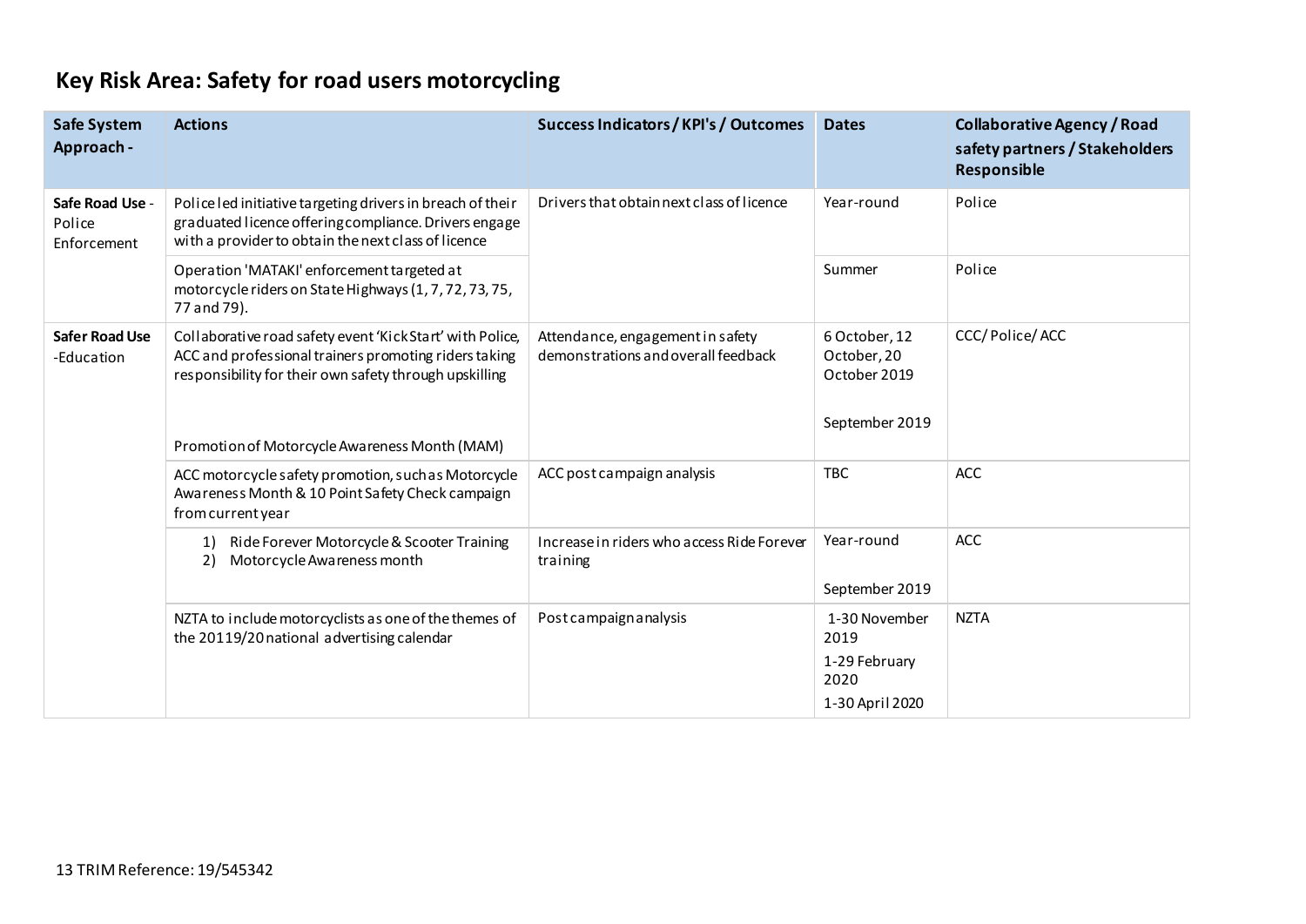## Key Risk Area: Safety for road users motorcycling

| Safe System Approach - | Actions | Success Indicators / KPI's / Outcomes | Dates | Collaborative Agency / Road safety partners / Stakeholders Responsible |
|---|---|---|---|---|
| **Safe Road Use** - Police Enforcement | Police led initiative targeting drivers in breach of their graduated licence offering compliance. Drivers engage with a provider to obtain the next class of licence | Drivers that obtain next class of licence | Year-round | Police |
| | Operation 'MATAKI' enforcement targeted at motorcycle riders on State Highways (1, 7, 72, 73, 75, 77 and 79). | | Summer | Police |
| **Safer Road Use** -Education | Collaborative road safety event 'Kick Start' with Police, ACC and professional trainers promoting riders taking responsibility for their own safety through upskilling<br><br>Promotion of Motorcycle Awareness Month (MAM) | Attendance, engagement in safety demonstrations and overall feedback | 6 October, 12 October, 20 October 2019<br><br>September 2019 | CCC/ Police/ ACC |
| | ACC motorcycle safety promotion, such as Motorcycle Awareness Month & 10 Point Safety Check campaign from current year | ACC post campaign analysis | TBC | ACC |
| | 1) Ride Forever Motorcycle & Scooter Training<br>2) Motorcycle Awareness month | Increase in riders who access Ride Forever training | Year-round<br><br>September 2019 | ACC |
| | NZTA to include motorcyclists as one of the themes of the 20119/20 national advertising calendar | Post campaign analysis | 1-30 November 2019<br>1-29 February 2020<br>1-30 April 2020 | NZTA |

TRIM Reference: 19/545342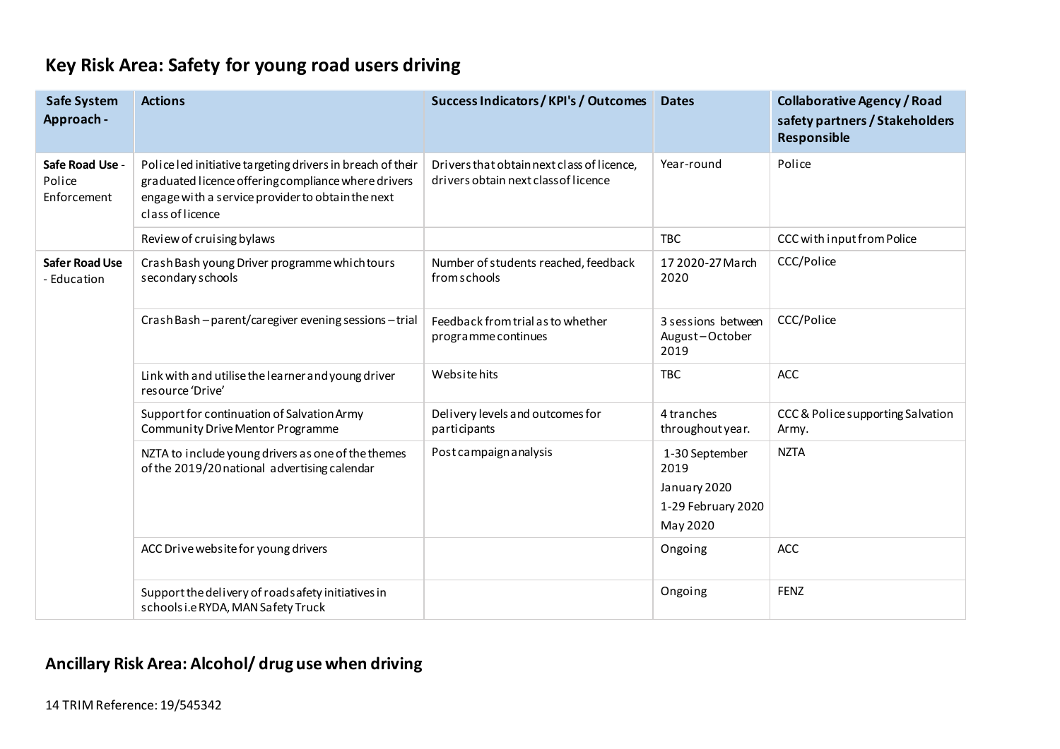## Key Risk Area: Safety for young road users driving

| Safe System Approach - | Actions | Success Indicators / KPI's / Outcomes | Dates | Collaborative Agency / Road safety partners / Stakeholders Responsible |
|---|---|---|---|---|
| **Safe Road Use** - Police Enforcement | Police led initiative targeting drivers in breach of their graduated licence offering compliance where drivers engage with a service provider to obtain the next class of licence | Drivers that obtain next class of licence, drivers obtain next class of licence | Year-round | Police |
| | Review of cruising bylaws | | TBC | CCC with input from Police |
| **Safer Road Use** - Education | Crash Bash young Driver programme which tours secondary schools | Number of students reached, feedback from schools | 17 2020-27 March 2020 | CCC/Police |
| | Crash Bash – parent/caregiver evening sessions – trial | Feedback from trial as to whether programme continues | 3 sessions between August – October 2019 | CCC/Police |
| | Link with and utilise the learner and young driver resource 'Drive' | Website hits | TBC | ACC |
| | Support for continuation of Salvation Army Community Drive Mentor Programme | Delivery levels and outcomes for participants | 4 tranches throughout year. | CCC & Police supporting Salvation Army. |
| | NZTA to include young drivers as one of the themes of the 2019/20 national advertising calendar | Post campaign analysis | 1-30 September 2019<br>January 2020<br>1-29 February 2020<br>May 2020 | NZTA |
| | ACC Drive website for young drivers | | Ongoing | ACC |
| | Support the delivery of road safety initiatives in schools i.e RYDA, MAN Safety Truck | | Ongoing | FENZ |

## Ancillary Risk Area: Alcohol/ drug use when driving

TRIM Reference: 19/545342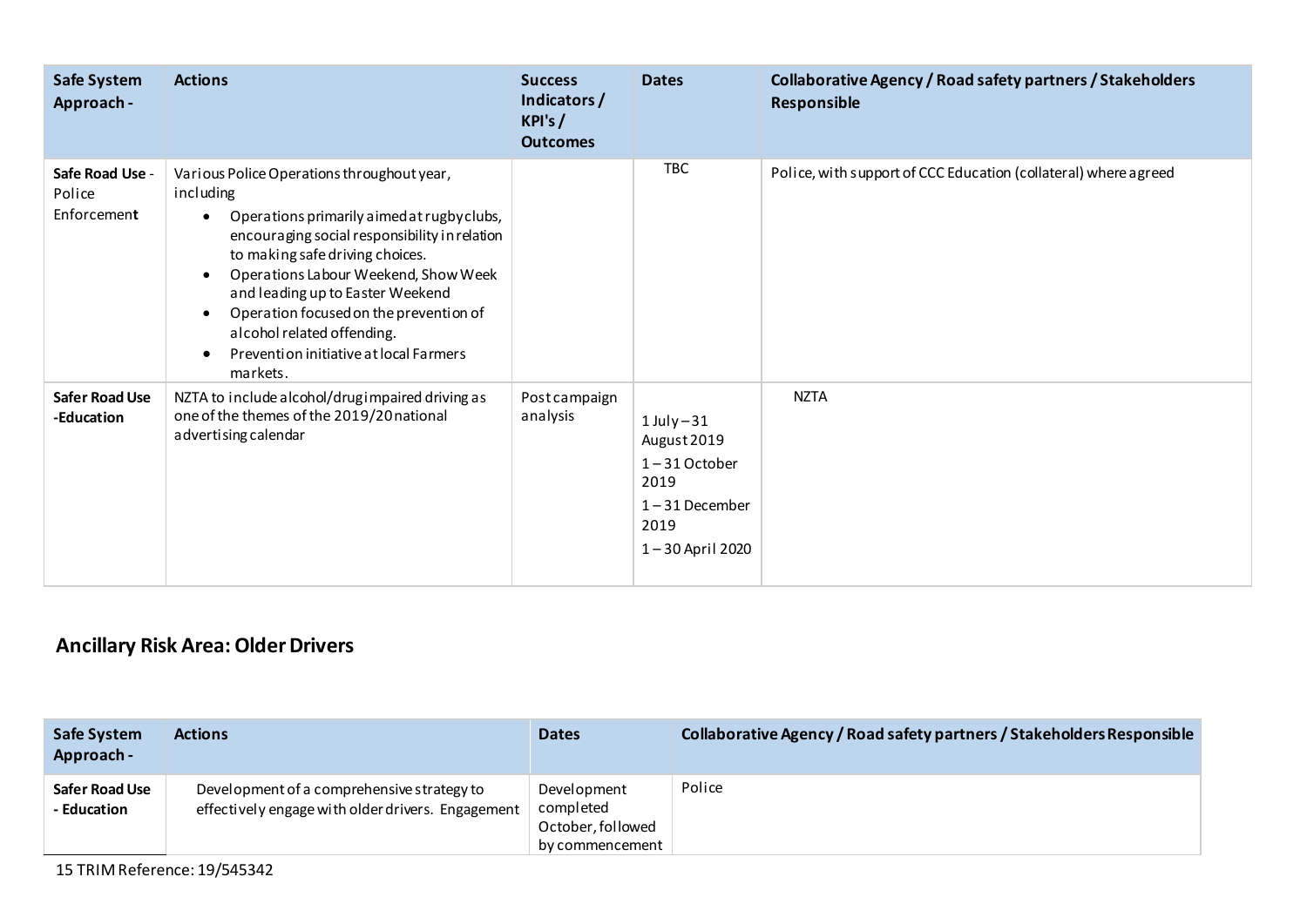| Safe System Approach - | Actions | Success Indicators / KPI's / Outcomes | Dates | Collaborative Agency / Road safety partners / Stakeholders Responsible |
|---|---|---|---|---|
| **Safe Road Use** - Police Enforcement | Various Police Operations throughout year, including<br>• Operations primarily aimed at rugby clubs, encouraging social responsibility in relation to making safe driving choices.<br>• Operations Labour Weekend, Show Week and leading up to Easter Weekend<br>• Operation focused on the prevention of alcohol related offending.<br>• Prevention initiative at local Farmers markets. | | TBC | Police, with support of CCC Education (collateral) where agreed |
| **Safer Road Use -Education** | NZTA to include alcohol/drug impaired driving as one of the themes of the 2019/20 national advertising calendar | Post campaign analysis | 1 July – 31 August 2019<br>1 – 31 October 2019<br>1 – 31 December 2019<br>1 – 30 April 2020 | NZTA |

## Ancillary Risk Area: Older Drivers

| Safe System Approach - | Actions | Dates | Collaborative Agency / Road safety partners / Stakeholders Responsible |
|---|---|---|---|
| **Safer Road Use - Education** | Development of a comprehensive strategy to effectively engage with older drivers. Engagement | Development completed October, followed by commencement | Police |

TRIM Reference: 19/545342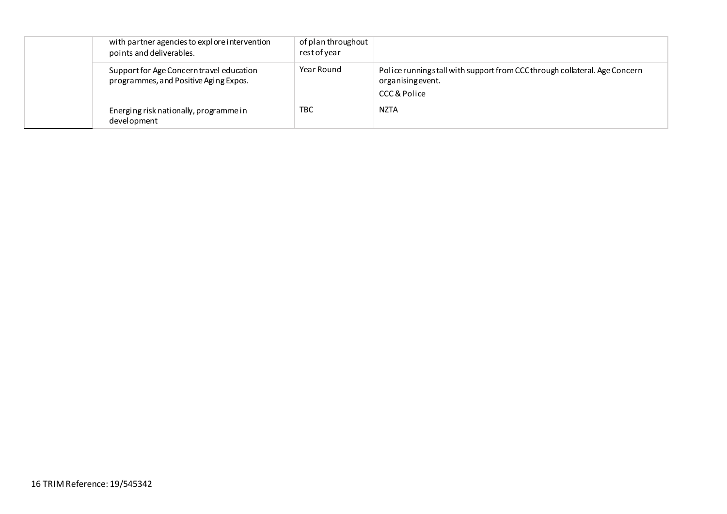| | | | |
|---|---|---|---|
| | with partner agencies to explore intervention points and deliverables. | of plan throughout rest of year | |
| | Support for Age Concern travel education programmes, and Positive Aging Expos. | Year Round | Police running stall with support from CCC through collateral. Age Concern organising event.<br>CCC & Police |
| | Energing risk nationally, programme in development | TBC | NZTA |

16 TRIM Reference: 19/545342